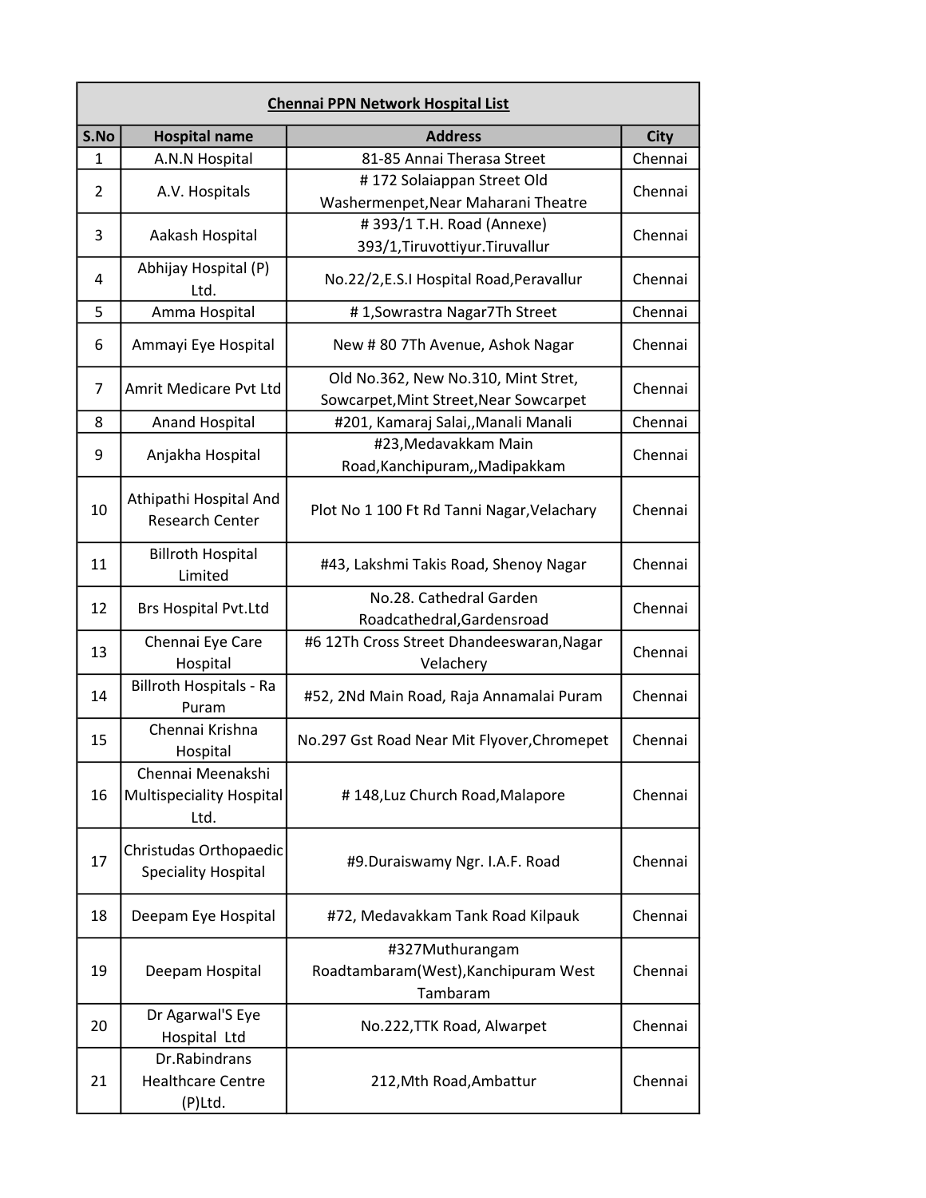| Chennai PPN Network Hospital List | | | |
|---|---|---|---|
| S.No | Hospital name | Address | City |
| 1 | A.N.N Hospital | 81-85 Annai Therasa Street | Chennai |
| 2 | A.V. Hospitals | # 172 Solaiappan Street Old Washermenpet,Near Maharani Theatre | Chennai |
| 3 | Aakash Hospital | # 393/1 T.H. Road (Annexe) 393/1,Tiruvottiyur.Tiruvallur | Chennai |
| 4 | Abhijay Hospital (P) Ltd. | No.22/2,E.S.I Hospital Road,Peravallur | Chennai |
| 5 | Amma Hospital | # 1,Sowrastra Nagar7Th Street | Chennai |
| 6 | Ammayi Eye Hospital | New # 80 7Th Avenue, Ashok Nagar | Chennai |
| 7 | Amrit Medicare Pvt Ltd | Old No.362, New No.310, Mint Stret, Sowcarpet,Mint Street,Near Sowcarpet | Chennai |
| 8 | Anand Hospital | #201, Kamaraj Salai,,Manali Manali | Chennai |
| 9 | Anjakha Hospital | #23,Medavakkam Main Road,Kanchipuram,,Madipakkam | Chennai |
| 10 | Athipathi Hospital And Research Center | Plot No 1 100 Ft Rd Tanni Nagar,Velachary | Chennai |
| 11 | Billroth Hospital Limited | #43, Lakshmi Takis Road, Shenoy Nagar | Chennai |
| 12 | Brs Hospital Pvt.Ltd | No.28. Cathedral Garden Roadcathedral,Gardensroad | Chennai |
| 13 | Chennai Eye Care Hospital | #6 12Th Cross Street Dhandeeswaran,Nagar Velachery | Chennai |
| 14 | Billroth Hospitals - Ra Puram | #52, 2Nd Main Road, Raja Annamalai Puram | Chennai |
| 15 | Chennai Krishna Hospital | No.297 Gst Road Near Mit Flyover,Chromepet | Chennai |
| 16 | Chennai Meenakshi Multispeciality Hospital Ltd. | # 148,Luz Church Road,Malapore | Chennai |
| 17 | Christudas Orthopaedic Speciality Hospital | #9.Duraiswamy Ngr. I.A.F. Road | Chennai |
| 18 | Deepam Eye Hospital | #72, Medavakkam Tank Road Kilpauk | Chennai |
| 19 | Deepam Hospital | #327Muthurangam Roadtambaram(West),Kanchipuram West Tambaram | Chennai |
| 20 | Dr Agarwal'S Eye Hospital Ltd | No.222,TTK Road, Alwarpet | Chennai |
| 21 | Dr.Rabindrans Healthcare Centre (P)Ltd. | 212,Mth Road,Ambattur | Chennai |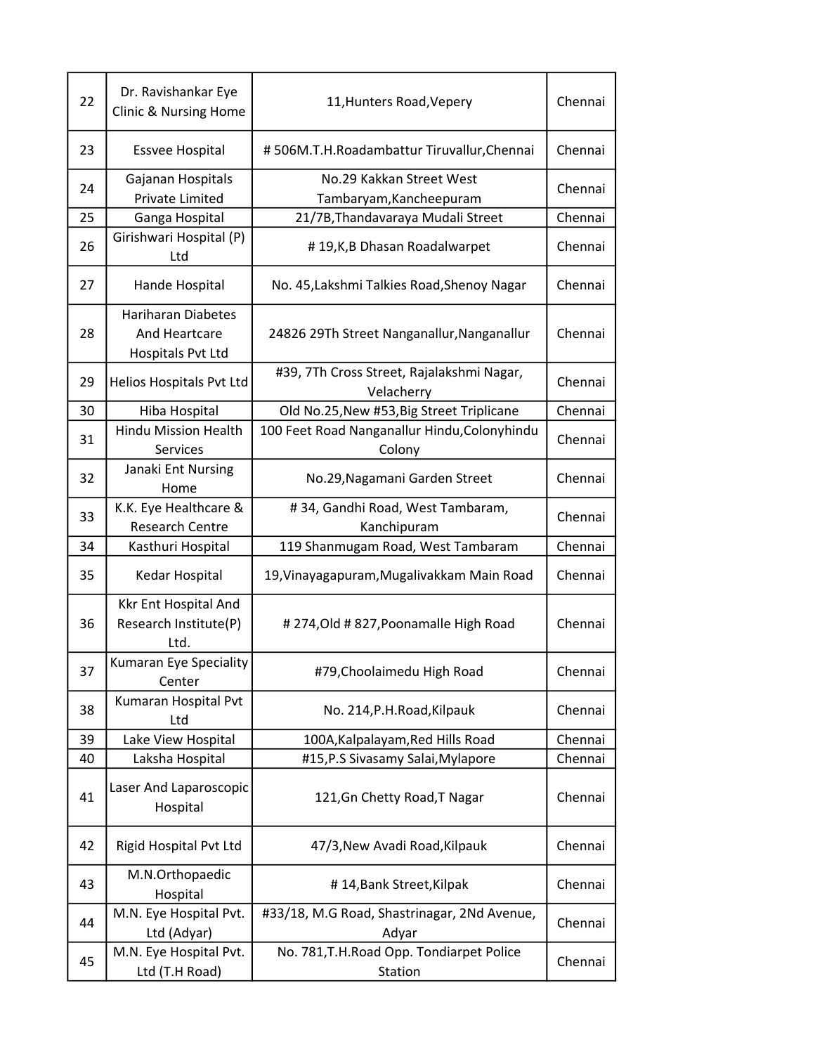| 22 | Dr. Ravishankar Eye Clinic & Nursing Home | 11,Hunters Road,Vepery | Chennai |
|---|---|---|---|
| 23 | Essvee Hospital | # 506M.T.H.Roadambattur Tiruvallur,Chennai | Chennai |
| 24 | Gajanan Hospitals Private Limited | No.29 Kakkan Street West Tambaryam,Kancheepuram | Chennai |
| 25 | Ganga Hospital | 21/7B,Thandavaraya Mudali Street | Chennai |
| 26 | Girishwari Hospital (P) Ltd | # 19,K,B Dhasan Roadalwarpet | Chennai |
| 27 | Hande Hospital | No. 45,Lakshmi Talkies Road,Shenoy Nagar | Chennai |
| 28 | Hariharan Diabetes And Heartcare Hospitals Pvt Ltd | 24826 29Th Street Nanganallur,Nanganallur | Chennai |
| 29 | Helios Hospitals Pvt Ltd | #39, 7Th Cross Street, Rajalakshmi Nagar, Velacherry | Chennai |
| 30 | Hiba Hospital | Old No.25,New #53,Big Street Triplicane | Chennai |
| 31 | Hindu Mission Health Services | 100 Feet Road Nanganallur Hindu,Colonyhindu Colony | Chennai |
| 32 | Janaki Ent Nursing Home | No.29,Nagamani Garden Street | Chennai |
| 33 | K.K. Eye Healthcare & Research Centre | # 34, Gandhi Road, West Tambaram, Kanchipuram | Chennai |
| 34 | Kasthuri Hospital | 119 Shanmugam Road, West Tambaram | Chennai |
| 35 | Kedar Hospital | 19,Vinayagapuram,Mugalivakkam Main Road | Chennai |
| 36 | Kkr Ent Hospital And Research Institute(P) Ltd. | # 274,Old # 827,Poonamalle High Road | Chennai |
| 37 | Kumaran Eye Speciality Center | #79,Choolaimedu High Road | Chennai |
| 38 | Kumaran Hospital Pvt Ltd | No. 214,P.H.Road,Kilpauk | Chennai |
| 39 | Lake View Hospital | 100A,Kalpalayam,Red Hills Road | Chennai |
| 40 | Laksha Hospital | #15,P.S Sivasamy Salai,Mylapore | Chennai |
| 41 | Laser And Laparoscopic Hospital | 121,Gn Chetty Road,T Nagar | Chennai |
| 42 | Rigid Hospital Pvt Ltd | 47/3,New Avadi Road,Kilpauk | Chennai |
| 43 | M.N.Orthopaedic Hospital | # 14,Bank Street,Kilpak | Chennai |
| 44 | M.N. Eye Hospital Pvt. Ltd (Adyar) | #33/18, M.G Road, Shastrinagar, 2Nd Avenue, Adyar | Chennai |
| 45 | M.N. Eye Hospital Pvt. Ltd (T.H Road) | No. 781,T.H.Road Opp. Tondiarpet Police Station | Chennai |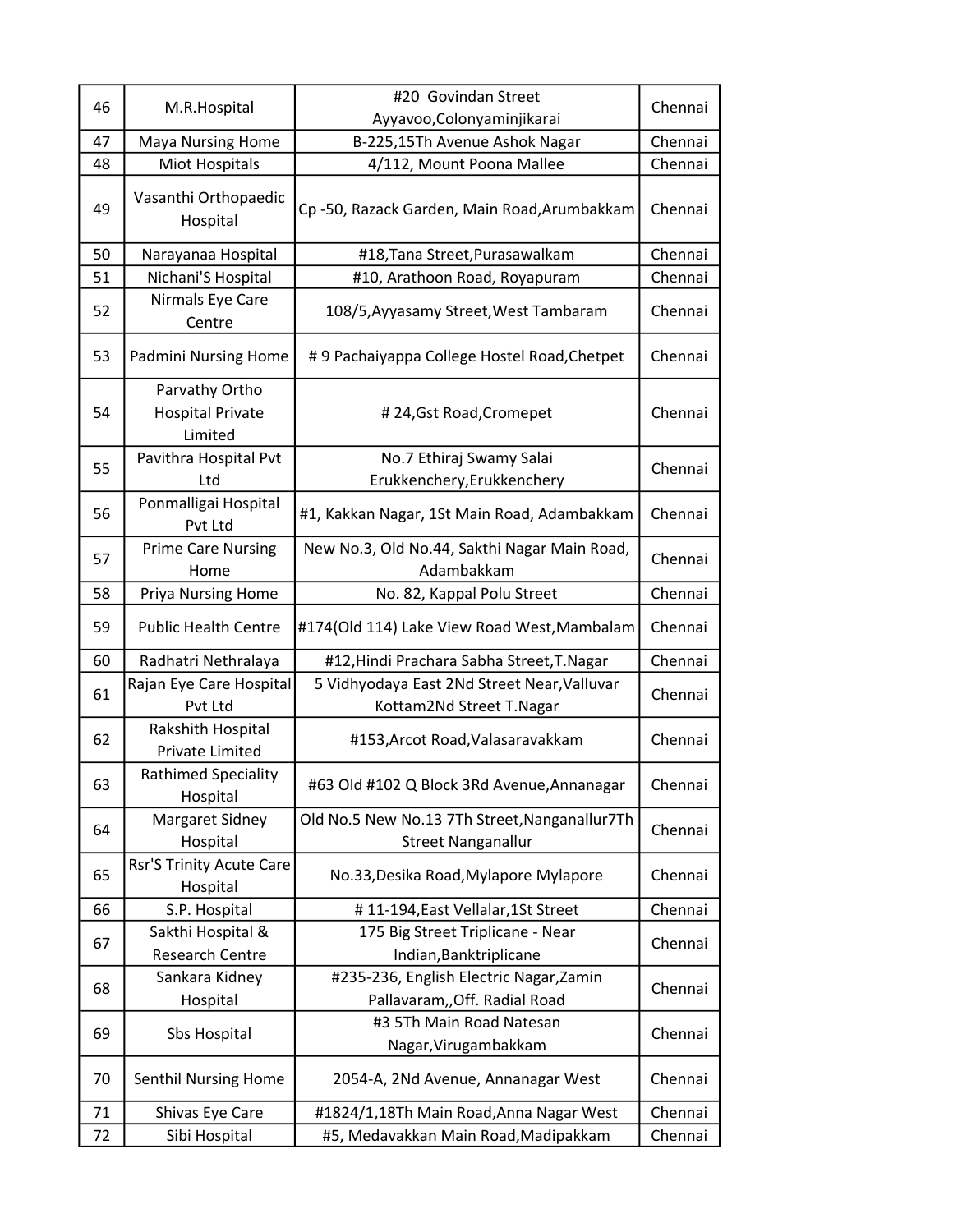| 46 | M.R.Hospital | #20 Govindan Street Ayyavoo,Colonyaminjikarai | Chennai |
|---|---|---|---|
| 47 | Maya Nursing Home | B-225,15Th Avenue Ashok Nagar | Chennai |
| 48 | Miot Hospitals | 4/112, Mount Poona Mallee | Chennai |
| 49 | Vasanthi Orthopaedic Hospital | Cp -50, Razack Garden, Main Road,Arumbakkam | Chennai |
| 50 | Narayanaa Hospital | #18,Tana Street,Purasawalkam | Chennai |
| 51 | Nichani'S Hospital | #10, Arathoon Road, Royapuram | Chennai |
| 52 | Nirmals Eye Care Centre | 108/5,Ayyasamy Street,West Tambaram | Chennai |
| 53 | Padmini Nursing Home | # 9 Pachaiyappa College Hostel Road,Chetpet | Chennai |
| 54 | Parvathy Ortho Hospital Private Limited | # 24,Gst Road,Cromepet | Chennai |
| 55 | Pavithra Hospital Pvt Ltd | No.7 Ethiraj Swamy Salai Erukkenchery,Erukkenchery | Chennai |
| 56 | Ponmalligai Hospital Pvt Ltd | #1, Kakkan Nagar, 1St Main Road, Adambakkam | Chennai |
| 57 | Prime Care Nursing Home | New No.3, Old No.44, Sakthi Nagar Main Road, Adambakkam | Chennai |
| 58 | Priya Nursing Home | No. 82, Kappal Polu Street | Chennai |
| 59 | Public Health Centre | #174(Old 114) Lake View Road West,Mambalam | Chennai |
| 60 | Radhatri Nethralaya | #12,Hindi Prachara Sabha Street,T.Nagar | Chennai |
| 61 | Rajan Eye Care Hospital Pvt Ltd | 5 Vidhyodaya East 2Nd Street Near,Valluvar Kottam2Nd Street T.Nagar | Chennai |
| 62 | Rakshith Hospital Private Limited | #153,Arcot Road,Valasaravakkam | Chennai |
| 63 | Rathimed Speciality Hospital | #63 Old #102 Q Block 3Rd Avenue,Annanagar | Chennai |
| 64 | Margaret Sidney Hospital | Old No.5 New No.13 7Th Street,Nanganallur7Th Street Nanganallur | Chennai |
| 65 | Rsr'S Trinity Acute Care Hospital | No.33,Desika Road,Mylapore Mylapore | Chennai |
| 66 | S.P. Hospital | # 11-194,East Vellalar,1St Street | Chennai |
| 67 | Sakthi Hospital & Research Centre | 175 Big Street Triplicane - Near Indian,Banktriplicane | Chennai |
| 68 | Sankara Kidney Hospital | #235-236, English Electric Nagar,Zamin Pallavaram,,Off. Radial Road | Chennai |
| 69 | Sbs Hospital | #3 5Th Main Road Natesan Nagar,Virugambakkam | Chennai |
| 70 | Senthil Nursing Home | 2054-A, 2Nd Avenue, Annanagar West | Chennai |
| 71 | Shivas Eye Care | #1824/1,18Th Main Road,Anna Nagar West | Chennai |
| 72 | Sibi Hospital | #5, Medavakkan Main Road,Madipakkam | Chennai |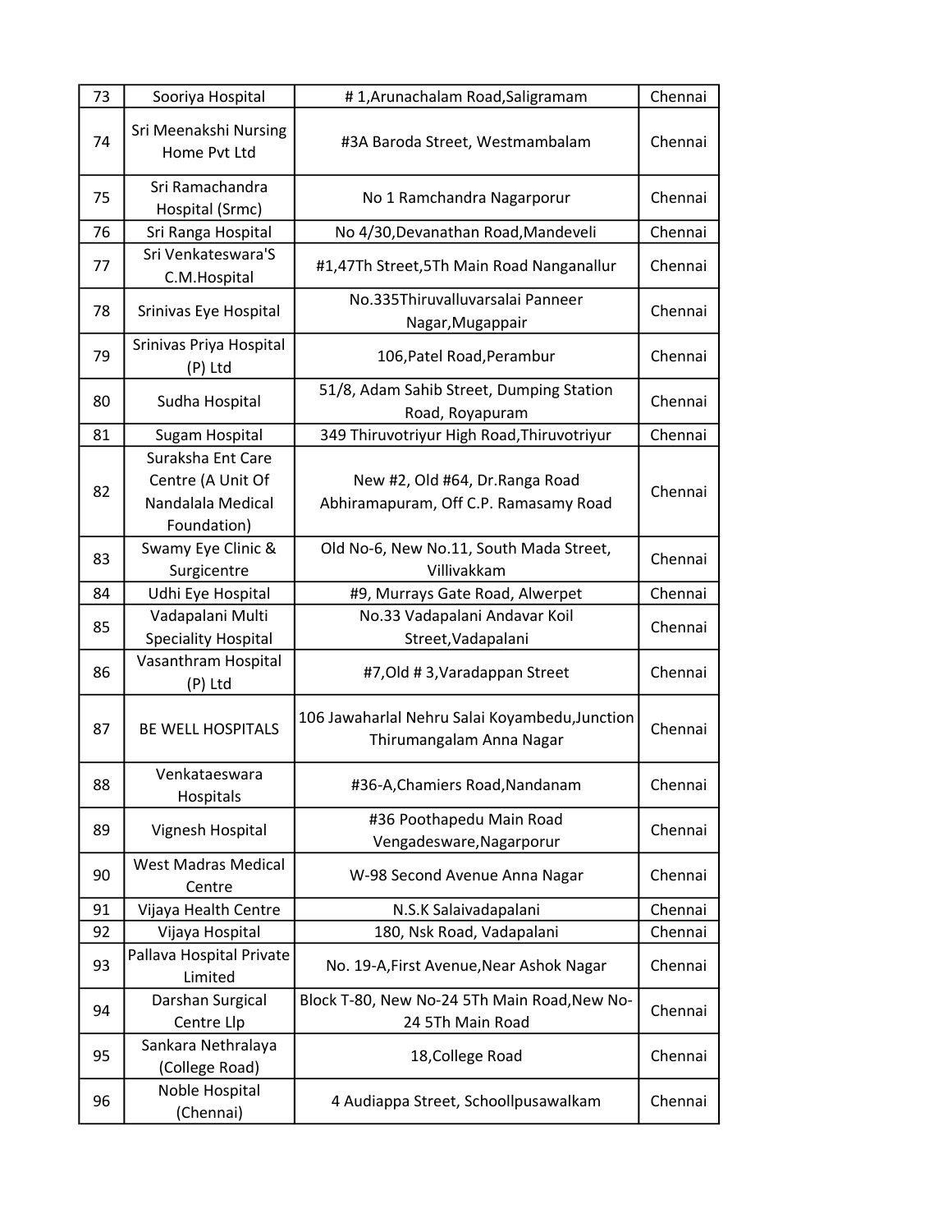| 73 | Sooriya Hospital | # 1,Arunachalam Road,Saligramam | Chennai |
|---|---|---|---|
| 74 | Sri Meenakshi Nursing Home Pvt Ltd | #3A Baroda Street, Westmambalam | Chennai |
| 75 | Sri Ramachandra Hospital (Srmc) | No 1 Ramchandra Nagarporur | Chennai |
| 76 | Sri Ranga Hospital | No 4/30,Devanathan Road,Mandeveli | Chennai |
| 77 | Sri Venkateswara'S C.M.Hospital | #1,47Th Street,5Th Main Road Nanganallur | Chennai |
| 78 | Srinivas Eye Hospital | No.335Thiruvalluvarsalai Panneer Nagar,Mugappair | Chennai |
| 79 | Srinivas Priya Hospital (P) Ltd | 106,Patel Road,Perambur | Chennai |
| 80 | Sudha Hospital | 51/8, Adam Sahib Street, Dumping Station Road, Royapuram | Chennai |
| 81 | Sugam Hospital | 349 Thiruvotriyur High Road,Thiruvotriyur | Chennai |
| 82 | Suraksha Ent Care Centre (A Unit Of Nandalala Medical Foundation) | New #2, Old #64, Dr.Ranga Road Abhiramapuram, Off C.P. Ramasamy Road | Chennai |
| 83 | Swamy Eye Clinic & Surgicentre | Old No-6, New No.11, South Mada Street, Villivakkam | Chennai |
| 84 | Udhi Eye Hospital | #9, Murrays Gate Road, Alwerpet | Chennai |
| 85 | Vadapalani Multi Speciality Hospital | No.33 Vadapalani Andavar Koil Street,Vadapalani | Chennai |
| 86 | Vasanthram Hospital (P) Ltd | #7,Old # 3,Varadappan Street | Chennai |
| 87 | BE WELL HOSPITALS | 106 Jawaharlal Nehru Salai Koyambedu,Junction Thirumangalam Anna Nagar | Chennai |
| 88 | Venkataeswara Hospitals | #36-A,Chamiers Road,Nandanam | Chennai |
| 89 | Vignesh Hospital | #36 Poothapedu Main Road Vengadesware,Nagarporur | Chennai |
| 90 | West Madras Medical Centre | W-98 Second Avenue Anna Nagar | Chennai |
| 91 | Vijaya Health Centre | N.S.K Salaivadapalani | Chennai |
| 92 | Vijaya Hospital | 180, Nsk Road, Vadapalani | Chennai |
| 93 | Pallava Hospital Private Limited | No. 19-A,First Avenue,Near Ashok Nagar | Chennai |
| 94 | Darshan Surgical Centre Llp | Block T-80, New No-24 5Th Main Road,New No-24 5Th Main Road | Chennai |
| 95 | Sankara Nethralaya (College Road) | 18,College Road | Chennai |
| 96 | Noble Hospital (Chennai) | 4 Audiappa Street, Schoollpusawalkam | Chennai |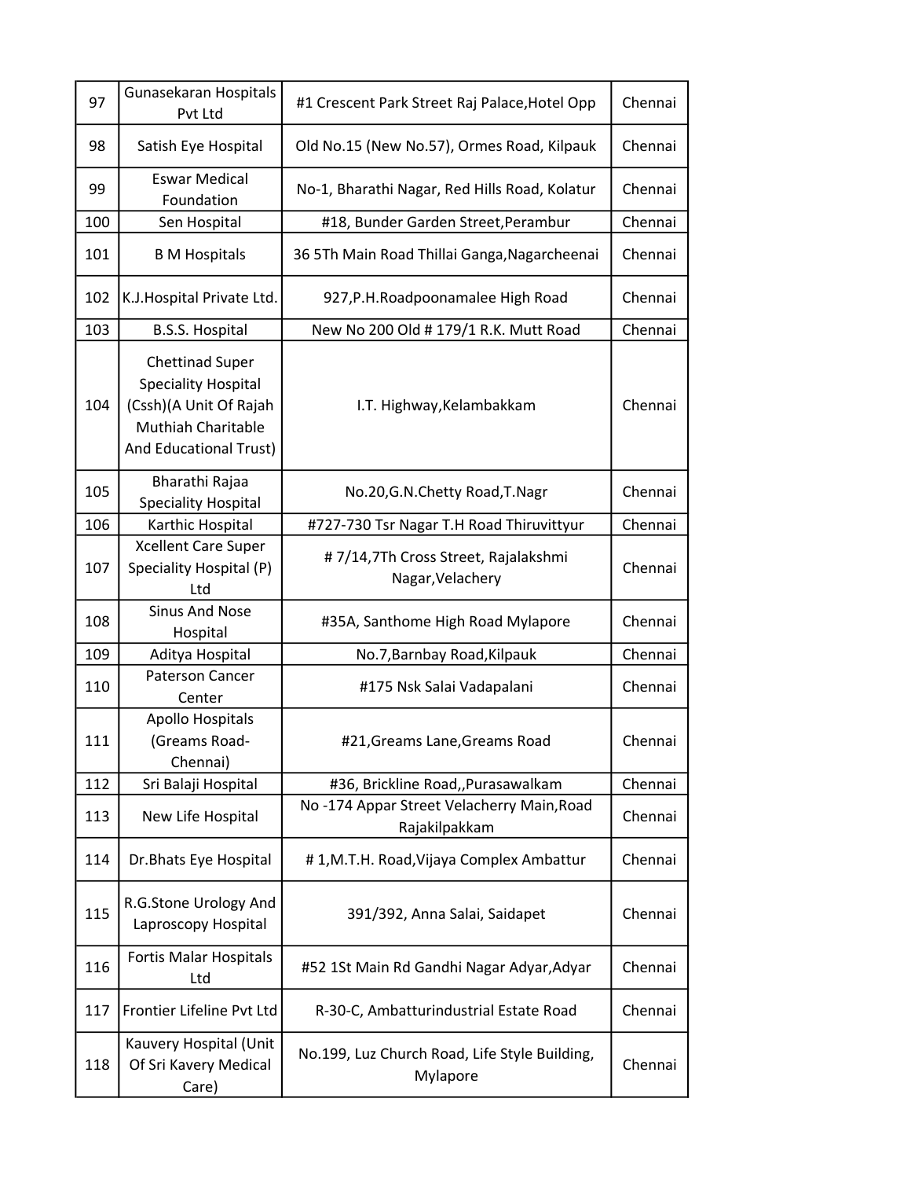| 97 | Gunasekaran Hospitals Pvt Ltd | #1 Crescent Park Street Raj Palace,Hotel Opp | Chennai |
|---|---|---|---|
| 98 | Satish Eye Hospital | Old No.15 (New No.57), Ormes Road, Kilpauk | Chennai |
| 99 | Eswar Medical Foundation | No-1, Bharathi Nagar, Red Hills Road, Kolatur | Chennai |
| 100 | Sen Hospital | #18, Bunder Garden Street,Perambur | Chennai |
| 101 | B M Hospitals | 36 5Th Main Road Thillai Ganga,Nagarcheenai | Chennai |
| 102 | K.J.Hospital Private Ltd. | 927,P.H.Roadpoonamalee High Road | Chennai |
| 103 | B.S.S. Hospital | New No 200 Old # 179/1 R.K. Mutt Road | Chennai |
| 104 | Chettinad Super Speciality Hospital (Cssh)(A Unit Of Rajah Muthiah Charitable And Educational Trust) | I.T. Highway,Kelambakkam | Chennai |
| 105 | Bharathi Rajaa Speciality Hospital | No.20,G.N.Chetty Road,T.Nagr | Chennai |
| 106 | Karthic Hospital | #727-730 Tsr Nagar T.H Road Thiruvittyur | Chennai |
| 107 | Xcellent Care Super Speciality Hospital (P) Ltd | # 7/14,7Th Cross Street, Rajalakshmi Nagar,Velachery | Chennai |
| 108 | Sinus And Nose Hospital | #35A, Santhome High Road Mylapore | Chennai |
| 109 | Aditya Hospital | No.7,Barnbay Road,Kilpauk | Chennai |
| 110 | Paterson Cancer Center | #175 Nsk Salai Vadapalani | Chennai |
| 111 | Apollo Hospitals (Greams Road-Chennai) | #21,Greams Lane,Greams Road | Chennai |
| 112 | Sri Balaji Hospital | #36, Brickline Road,,Purasawalkam | Chennai |
| 113 | New Life Hospital | No -174 Appar Street Velacherry Main,Road Rajakilpakkam | Chennai |
| 114 | Dr.Bhats Eye Hospital | # 1,M.T.H. Road,Vijaya Complex Ambattur | Chennai |
| 115 | R.G.Stone Urology And Laproscopy Hospital | 391/392, Anna Salai, Saidapet | Chennai |
| 116 | Fortis Malar Hospitals Ltd | #52 1St Main Rd Gandhi Nagar Adyar,Adyar | Chennai |
| 117 | Frontier Lifeline Pvt Ltd | R-30-C, Ambatturindustrial Estate Road | Chennai |
| 118 | Kauvery Hospital (Unit Of Sri Kavery Medical Care) | No.199, Luz Church Road, Life Style Building, Mylapore | Chennai |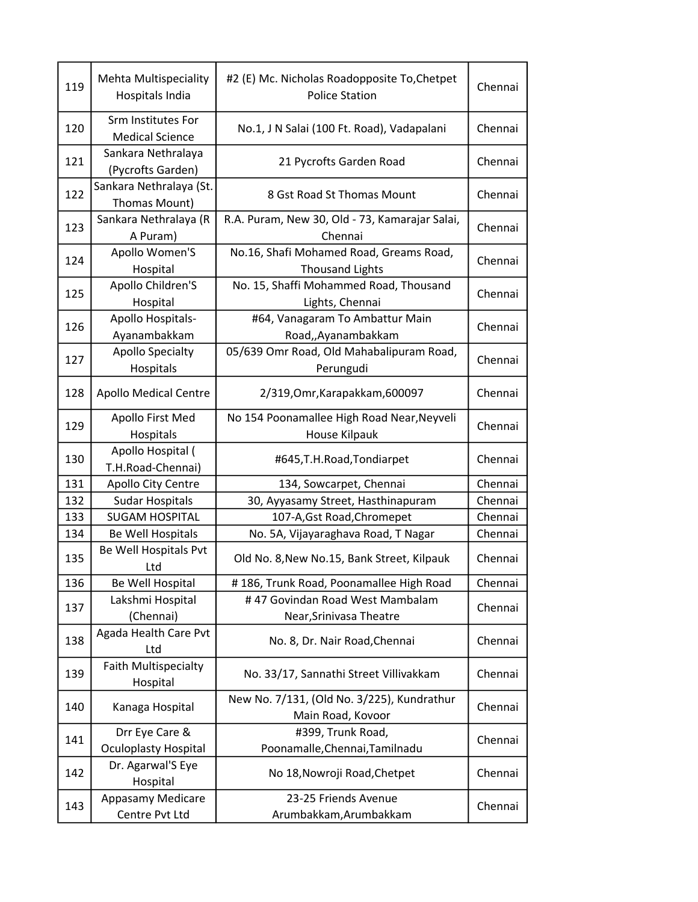| | | | |
|---|---|---|---|
| 119 | Mehta Multispeciality Hospitals India | #2 (E) Mc. Nicholas Roadopposite To,Chetpet Police Station | Chennai |
| 120 | Srm Institutes For Medical Science | No.1, J N Salai (100 Ft. Road), Vadapalani | Chennai |
| 121 | Sankara Nethralaya (Pycrofts Garden) | 21 Pycrofts Garden Road | Chennai |
| 122 | Sankara Nethralaya (St. Thomas Mount) | 8 Gst Road St Thomas Mount | Chennai |
| 123 | Sankara Nethralaya (R A Puram) | R.A. Puram, New 30, Old - 73, Kamarajar Salai, Chennai | Chennai |
| 124 | Apollo Women'S Hospital | No.16, Shafi Mohamed Road, Greams Road, Thousand Lights | Chennai |
| 125 | Apollo Children'S Hospital | No. 15, Shaffi Mohammed Road, Thousand Lights, Chennai | Chennai |
| 126 | Apollo Hospitals-Ayanambakkam | #64, Vanagaram To Ambattur Main Road,,Ayanambakkam | Chennai |
| 127 | Apollo Specialty Hospitals | 05/639 Omr Road, Old Mahabalipuram Road, Perungudi | Chennai |
| 128 | Apollo Medical Centre | 2/319,Omr,Karapakkam,600097 | Chennai |
| 129 | Apollo First Med Hospitals | No 154 Poonamallee High Road Near,Neyveli House Kilpauk | Chennai |
| 130 | Apollo Hospital ( T.H.Road-Chennai) | #645,T.H.Road,Tondiarpet | Chennai |
| 131 | Apollo City Centre | 134, Sowcarpet, Chennai | Chennai |
| 132 | Sudar Hospitals | 30, Ayyasamy Street, Hasthinapuram | Chennai |
| 133 | SUGAM HOSPITAL | 107-A,Gst Road,Chromepet | Chennai |
| 134 | Be Well Hospitals | No. 5A, Vijayaraghava Road, T Nagar | Chennai |
| 135 | Be Well Hospitals Pvt Ltd | Old No. 8,New No.15, Bank Street, Kilpauk | Chennai |
| 136 | Be Well Hospital | # 186, Trunk Road, Poonamallee High Road | Chennai |
| 137 | Lakshmi Hospital (Chennai) | # 47 Govindan Road West Mambalam Near,Srinivasa Theatre | Chennai |
| 138 | Agada Health Care Pvt Ltd | No. 8, Dr. Nair Road,Chennai | Chennai |
| 139 | Faith Multispecialty Hospital | No. 33/17, Sannathi Street Villivakkam | Chennai |
| 140 | Kanaga Hospital | New No. 7/131, (Old No. 3/225), Kundrathur Main Road, Kovoor | Chennai |
| 141 | Drr Eye Care & Oculoplasty Hospital | #399, Trunk Road, Poonamalle,Chennai,Tamilnadu | Chennai |
| 142 | Dr. Agarwal'S Eye Hospital | No 18,Nowroji Road,Chetpet | Chennai |
| 143 | Appasamy Medicare Centre Pvt Ltd | 23-25 Friends Avenue Arumbakkam,Arumbakkam | Chennai |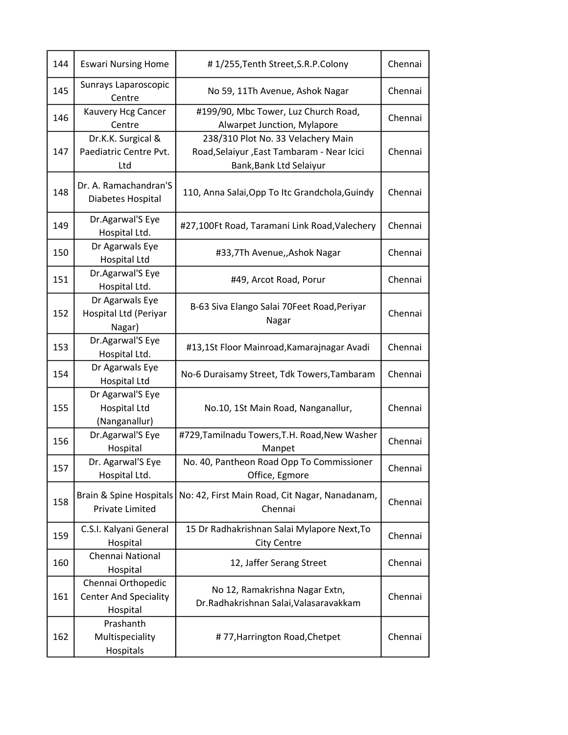| 144 | Eswari Nursing Home | # 1/255,Tenth Street,S.R.P.Colony | Chennai |
|---|---|---|---|
| 145 | Sunrays Laparoscopic Centre | No 59, 11Th Avenue, Ashok Nagar | Chennai |
| 146 | Kauvery Hcg Cancer Centre | #199/90, Mbc Tower, Luz Church Road, Alwarpet Junction, Mylapore | Chennai |
| 147 | Dr.K.K. Surgical & Paediatric Centre Pvt. Ltd | 238/310 Plot No. 33 Velachery Main Road,Selaiyur ,East Tambaram - Near Icici Bank,Bank Ltd Selaiyur | Chennai |
| 148 | Dr. A. Ramachandran'S Diabetes Hospital | 110, Anna Salai,Opp To Itc Grandchola,Guindy | Chennai |
| 149 | Dr.Agarwal'S Eye Hospital Ltd. | #27,100Ft Road, Taramani Link Road,Valechery | Chennai |
| 150 | Dr Agarwals Eye Hospital Ltd | #33,7Th Avenue,,Ashok Nagar | Chennai |
| 151 | Dr.Agarwal'S Eye Hospital Ltd. | #49, Arcot Road, Porur | Chennai |
| 152 | Dr Agarwals Eye Hospital Ltd (Periyar Nagar) | B-63 Siva Elango Salai 70Feet Road,Periyar Nagar | Chennai |
| 153 | Dr.Agarwal'S Eye Hospital Ltd. | #13,1St Floor Mainroad,Kamarajnagar Avadi | Chennai |
| 154 | Dr Agarwals Eye Hospital Ltd | No-6 Duraisamy Street, Tdk Towers,Tambaram | Chennai |
| 155 | Dr Agarwal'S Eye Hospital Ltd (Nanganallur) | No.10, 1St Main Road, Nanganallur, | Chennai |
| 156 | Dr.Agarwal'S Eye Hospital | #729,Tamilnadu Towers,T.H. Road,New Washer Manpet | Chennai |
| 157 | Dr. Agarwal'S Eye Hospital Ltd. | No. 40, Pantheon Road Opp To Commissioner Office, Egmore | Chennai |
| 158 | Brain & Spine Hospitals Private Limited | No: 42, First Main Road, Cit Nagar, Nanadanam, Chennai | Chennai |
| 159 | C.S.I. Kalyani General Hospital | 15 Dr Radhakrishnan Salai Mylapore Next,To City Centre | Chennai |
| 160 | Chennai National Hospital | 12, Jaffer Serang Street | Chennai |
| 161 | Chennai Orthopedic Center And Speciality Hospital | No 12, Ramakrishna Nagar Extn, Dr.Radhakrishnan Salai,Valasaravakkam | Chennai |
| 162 | Prashanth Multispeciality Hospitals | # 77,Harrington Road,Chetpet | Chennai |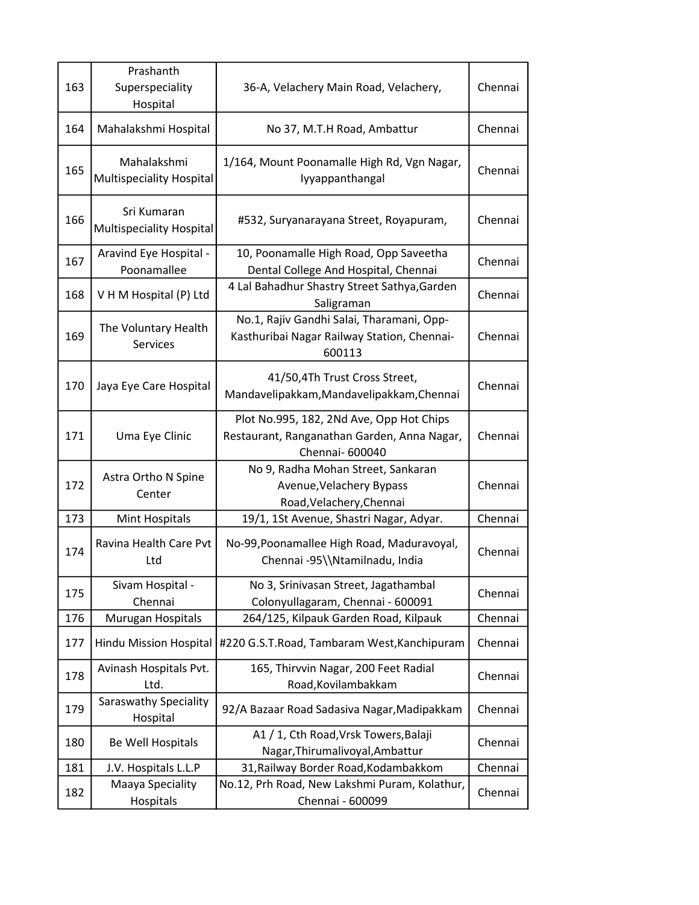| 163 | Prashanth Superspeciality Hospital | 36-A, Velachery Main Road, Velachery, | Chennai |
|---|---|---|---|
| 164 | Mahalakshmi Hospital | No 37, M.T.H Road, Ambattur | Chennai |
| 165 | Mahalakshmi Multispeciality Hospital | 1/164, Mount Poonamalle High Rd, Vgn Nagar, Iyyappanthangal | Chennai |
| 166 | Sri Kumaran Multispeciality Hospital | #532, Suryanarayana Street, Royapuram, | Chennai |
| 167 | Aravind Eye Hospital - Poonamallee | 10, Poonamalle High Road, Opp Saveetha Dental College And Hospital, Chennai | Chennai |
| 168 | V H M Hospital (P) Ltd | 4 Lal Bahadhur Shastry Street Sathya,Garden Saligraman | Chennai |
| 169 | The Voluntary Health Services | No.1, Rajiv Gandhi Salai, Tharamani, Opp-Kasthuribai Nagar Railway Station, Chennai-600113 | Chennai |
| 170 | Jaya Eye Care Hospital | 41/50,4Th Trust Cross Street, Mandavelipakkam,Mandavelipakkam,Chennai | Chennai |
| 171 | Uma Eye Clinic | Plot No.995, 182, 2Nd Ave, Opp Hot Chips Restaurant, Ranganathan Garden, Anna Nagar, Chennai- 600040 | Chennai |
| 172 | Astra Ortho N Spine Center | No 9, Radha Mohan Street, Sankaran Avenue,Velachery Bypass Road,Velachery,Chennai | Chennai |
| 173 | Mint Hospitals | 19/1, 1St Avenue, Shastri Nagar, Adyar. | Chennai |
| 174 | Ravina Health Care Pvt Ltd | No-99,Poonamallee High Road, Maduravoyal, Chennai -95\\Ntamilnadu, India | Chennai |
| 175 | Sivam Hospital - Chennai | No 3, Srinivasan Street, Jagathambal Colonyullagaram, Chennai - 600091 | Chennai |
| 176 | Murugan Hospitals | 264/125, Kilpauk Garden Road, Kilpauk | Chennai |
| 177 | Hindu Mission Hospital | #220 G.S.T.Road, Tambaram West,Kanchipuram | Chennai |
| 178 | Avinash Hospitals Pvt. Ltd. | 165, Thirvvin Nagar, 200 Feet Radial Road,Kovilambakkam | Chennai |
| 179 | Saraswathy Speciality Hospital | 92/A Bazaar Road Sadasiva Nagar,Madipakkam | Chennai |
| 180 | Be Well Hospitals | A1 / 1, Cth Road,Vrsk Towers,Balaji Nagar,Thirumalivoyal,Ambattur | Chennai |
| 181 | J.V. Hospitals L.L.P | 31,Railway Border Road,Kodambakkom | Chennai |
| 182 | Maaya Speciality Hospitals | No.12, Prh Road, New Lakshmi Puram, Kolathur, Chennai - 600099 | Chennai |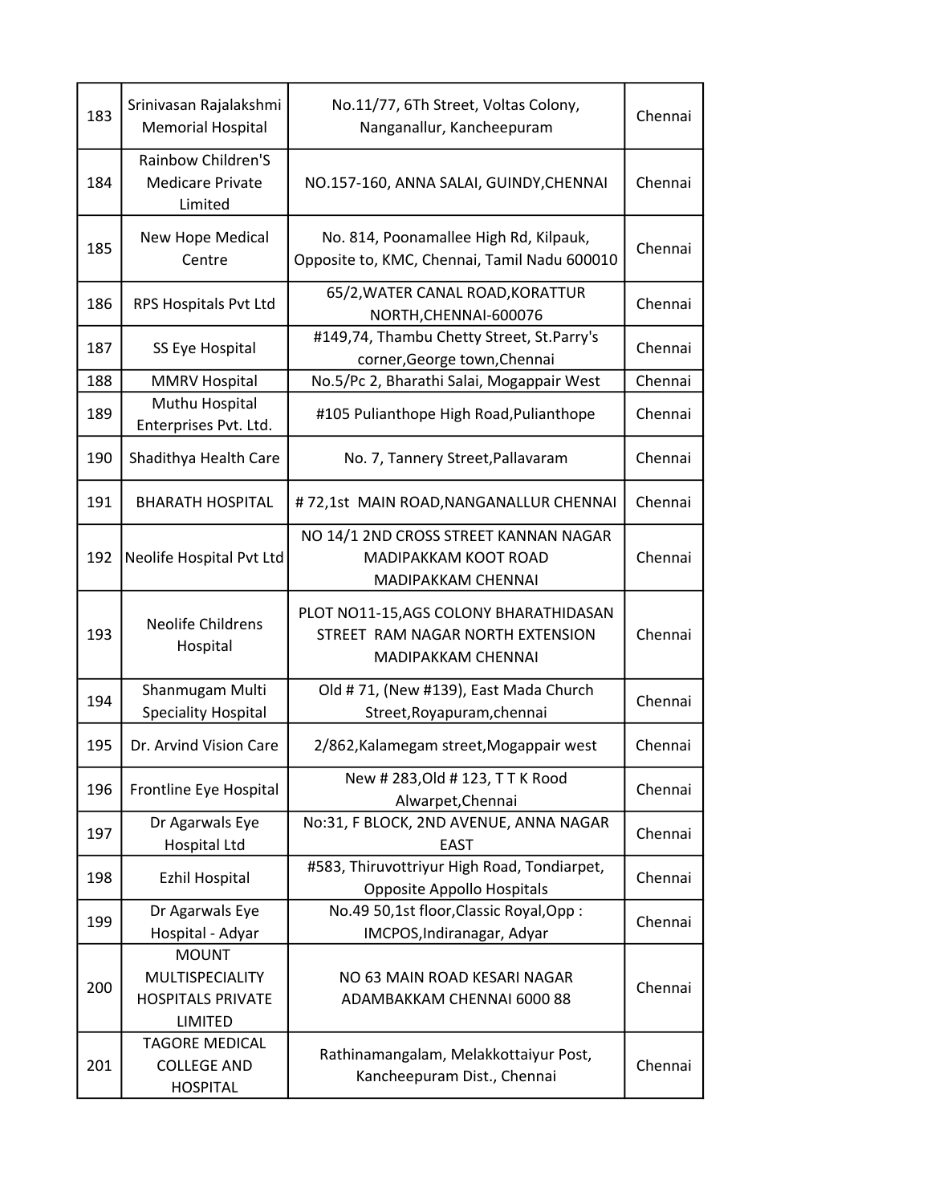| | | | |
|---|---|---|---|
| 183 | Srinivasan Rajalakshmi Memorial Hospital | No.11/77, 6Th Street, Voltas Colony, Nanganallur, Kancheepuram | Chennai |
| 184 | Rainbow Children'S Medicare Private Limited | NO.157-160, ANNA SALAI, GUINDY,CHENNAI | Chennai |
| 185 | New Hope Medical Centre | No. 814, Poonamallee High Rd, Kilpauk, Opposite to, KMC, Chennai, Tamil Nadu 600010 | Chennai |
| 186 | RPS Hospitals Pvt Ltd | 65/2,WATER CANAL ROAD,KORATTUR NORTH,CHENNAI-600076 | Chennai |
| 187 | SS Eye Hospital | #149,74, Thambu Chetty Street, St.Parry's corner,George town,Chennai | Chennai |
| 188 | MMRV Hospital | No.5/Pc 2, Bharathi Salai, Mogappair West | Chennai |
| 189 | Muthu Hospital Enterprises Pvt. Ltd. | #105 Pulianthope High Road,Pulianthope | Chennai |
| 190 | Shadithya Health Care | No. 7, Tannery Street,Pallavaram | Chennai |
| 191 | BHARATH HOSPITAL | # 72,1st MAIN ROAD,NANGANALLUR CHENNAI | Chennai |
| 192 | Neolife Hospital Pvt Ltd | NO 14/1 2ND CROSS STREET KANNAN NAGAR MADIPAKKAM KOOT ROAD MADIPAKKAM CHENNAI | Chennai |
| 193 | Neolife Childrens Hospital | PLOT NO11-15,AGS COLONY BHARATHIDASAN STREET RAM NAGAR NORTH EXTENSION MADIPAKKAM CHENNAI | Chennai |
| 194 | Shanmugam Multi Speciality Hospital | Old # 71, (New #139), East Mada Church Street,Royapuram,chennai | Chennai |
| 195 | Dr. Arvind Vision Care | 2/862,Kalamegam street,Mogappair west | Chennai |
| 196 | Frontline Eye Hospital | New # 283,Old # 123, T T K Rood Alwarpet,Chennai | Chennai |
| 197 | Dr Agarwals Eye Hospital Ltd | No:31, F BLOCK, 2ND AVENUE, ANNA NAGAR EAST | Chennai |
| 198 | Ezhil Hospital | #583, Thiruvottriyur High Road, Tondiarpet, Opposite Appollo Hospitals | Chennai |
| 199 | Dr Agarwals Eye Hospital - Adyar | No.49 50,1st floor,Classic Royal,Opp : IMCPOS,Indiranagar, Adyar | Chennai |
| 200 | MOUNT MULTISPECIALITY HOSPITALS PRIVATE LIMITED | NO 63 MAIN ROAD KESARI NAGAR ADAMBAKKAM CHENNAI 6000 88 | Chennai |
| 201 | TAGORE MEDICAL COLLEGE AND HOSPITAL | Rathinamangalam, Melakkottaiyur Post, Kancheepuram Dist., Chennai | Chennai |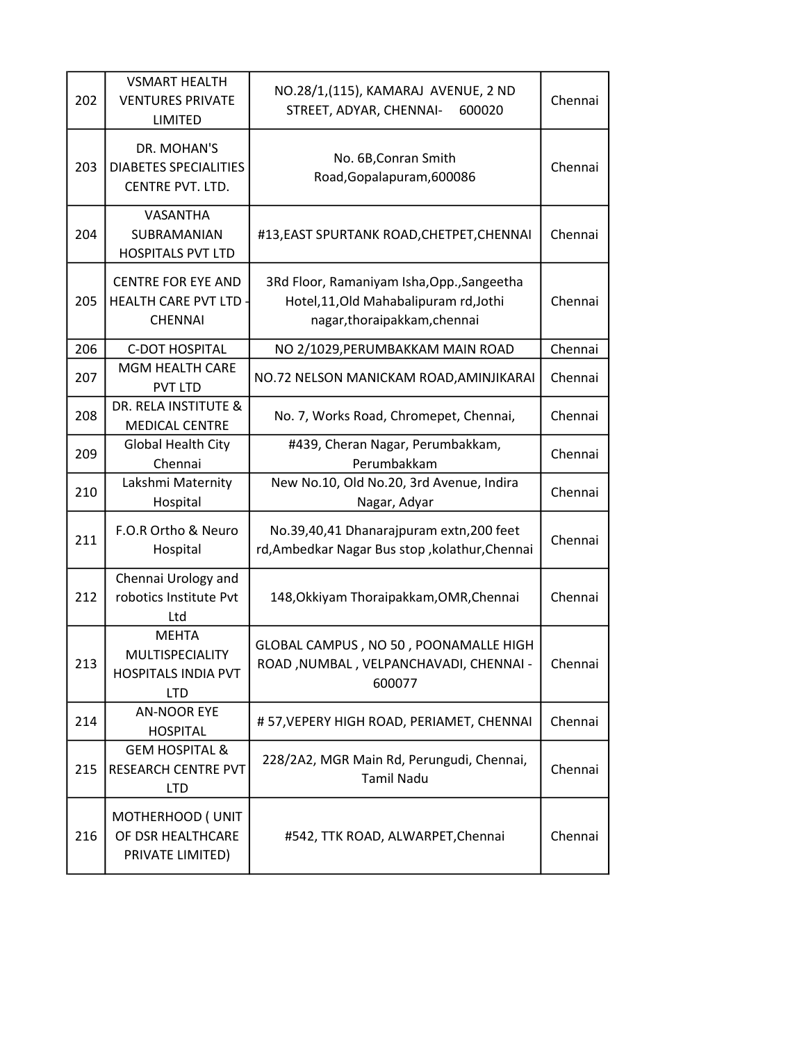| 202 | VSMART HEALTH VENTURES PRIVATE LIMITED | NO.28/1,(115), KAMARAJ AVENUE, 2 ND STREET, ADYAR, CHENNAI- 600020 | Chennai |
|---|---|---|---|
| 203 | DR. MOHAN'S DIABETES SPECIALITIES CENTRE PVT. LTD. | No. 6B,Conran Smith Road,Gopalapuram,600086 | Chennai |
| 204 | VASANTHA SUBRAMANIAN HOSPITALS PVT LTD | #13,EAST SPURTANK ROAD,CHETPET,CHENNAI | Chennai |
| 205 | CENTRE FOR EYE AND HEALTH CARE PVT LTD - CHENNAI | 3Rd Floor, Ramaniyam Isha,Opp.,Sangeetha Hotel,11,Old Mahabalipuram rd,Jothi nagar,thoraipakkam,chennai | Chennai |
| 206 | C-DOT HOSPITAL | NO 2/1029,PERUMBAKKAM MAIN ROAD | Chennai |
| 207 | MGM HEALTH CARE PVT LTD | NO.72 NELSON MANICKAM ROAD,AMINJIKARAI | Chennai |
| 208 | DR. RELA INSTITUTE & MEDICAL CENTRE | No. 7, Works Road, Chromepet, Chennai, | Chennai |
| 209 | Global Health City Chennai | #439, Cheran Nagar, Perumbakkam, Perumbakkam | Chennai |
| 210 | Lakshmi Maternity Hospital | New No.10, Old No.20, 3rd Avenue, Indira Nagar, Adyar | Chennai |
| 211 | F.O.R Ortho & Neuro Hospital | No.39,40,41 Dhanarajpuram extn,200 feet rd,Ambedkar Nagar Bus stop ,kolathur,Chennai | Chennai |
| 212 | Chennai Urology and robotics Institute Pvt Ltd | 148,Okkiyam Thoraipakkam,OMR,Chennai | Chennai |
| 213 | MEHTA MULTISPECIALITY HOSPITALS INDIA PVT LTD | GLOBAL CAMPUS , NO 50 , POONAMALLE HIGH ROAD ,NUMBAL , VELPANCHAVADI, CHENNAI - 600077 | Chennai |
| 214 | AN-NOOR EYE HOSPITAL | # 57,VEPERY HIGH ROAD, PERIAMET, CHENNAI | Chennai |
| 215 | GEM HOSPITAL & RESEARCH CENTRE PVT LTD | 228/2A2, MGR Main Rd, Perungudi, Chennai, Tamil Nadu | Chennai |
| 216 | MOTHERHOOD ( UNIT OF DSR HEALTHCARE PRIVATE LIMITED) | #542, TTK ROAD, ALWARPET,Chennai | Chennai |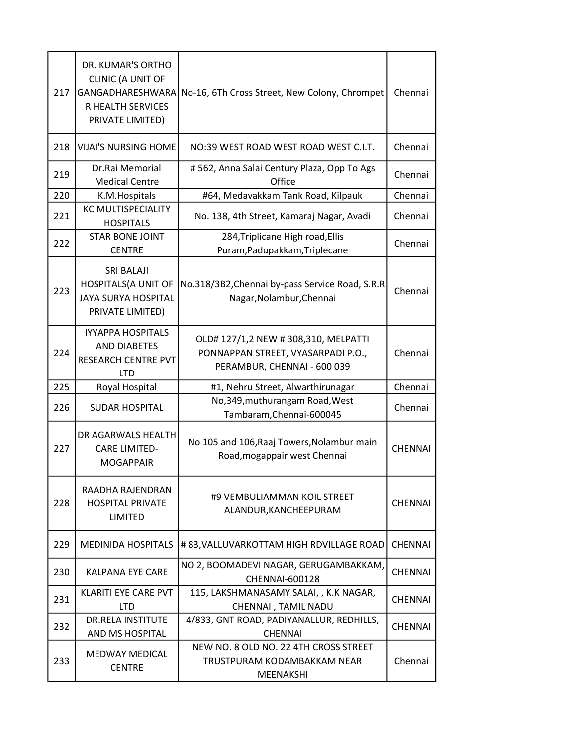| 217 | DR. KUMAR'S ORTHO CLINIC (A UNIT OF GANGADHARESHWARA R HEALTH SERVICES PRIVATE LIMITED) | No-16, 6Th Cross Street, New Colony, Chrompet | Chennai |
|---|---|---|---|
| 218 | VIJAI'S NURSING HOME | NO:39 WEST ROAD WEST ROAD WEST C.I.T. | Chennai |
| 219 | Dr.Rai Memorial Medical Centre | # 562, Anna Salai Century Plaza, Opp To Ags Office | Chennai |
| 220 | K.M.Hospitals | #64, Medavakkam Tank Road, Kilpauk | Chennai |
| 221 | KC MULTISPECIALITY HOSPITALS | No. 138, 4th Street, Kamaraj Nagar, Avadi | Chennai |
| 222 | STAR BONE JOINT CENTRE | 284,Triplicane High road,Ellis Puram,Padupakkam,Triplecane | Chennai |
| 223 | SRI BALAJI HOSPITALS(A UNIT OF JAYA SURYA HOSPITAL PRIVATE LIMITED) | No.318/3B2,Chennai by-pass Service Road, S.R.R Nagar,Nolambur,Chennai | Chennai |
| 224 | IYYAPPA HOSPITALS AND DIABETES RESEARCH CENTRE PVT LTD | OLD# 127/1,2 NEW # 308,310, MELPATTI PONNAPPAN STREET, VYASARPADI P.O., PERAMBUR, CHENNAI - 600 039 | Chennai |
| 225 | Royal Hospital | #1, Nehru Street, Alwarthirunagar | Chennai |
| 226 | SUDAR HOSPITAL | No,349,muthurangam Road,West Tambaram,Chennai-600045 | Chennai |
| 227 | DR AGARWALS HEALTH CARE LIMITED-MOGAPPAIR | No 105 and 106,Raaj Towers,Nolambur main Road,mogappair west Chennai | CHENNAI |
| 228 | RAADHA RAJENDRAN HOSPITAL PRIVATE LIMITED | #9 VEMBULIAMMAN KOIL STREET ALANDUR,KANCHEEPURAM | CHENNAI |
| 229 | MEDINIDA HOSPITALS | # 83,VALLUVARKOTTAM HIGH RDVILLAGE ROAD | CHENNAI |
| 230 | KALPANA EYE CARE | NO 2, BOOMADEVI NAGAR, GERUGAMBAKKAM, CHENNAI-600128 | CHENNAI |
| 231 | KLARITI EYE CARE PVT LTD | 115, LAKSHMANASAMY SALAI, , K.K NAGAR, CHENNAI , TAMIL NADU | CHENNAI |
| 232 | DR.RELA INSTITUTE AND MS HOSPITAL | 4/833, GNT ROAD, PADIYANALLUR, REDHILLS, CHENNAI | CHENNAI |
| 233 | MEDWAY MEDICAL CENTRE | NEW NO. 8 OLD NO. 22 4TH CROSS STREET TRUSTPURAM KODAMBAKKAM NEAR MEENAKSHI | Chennai |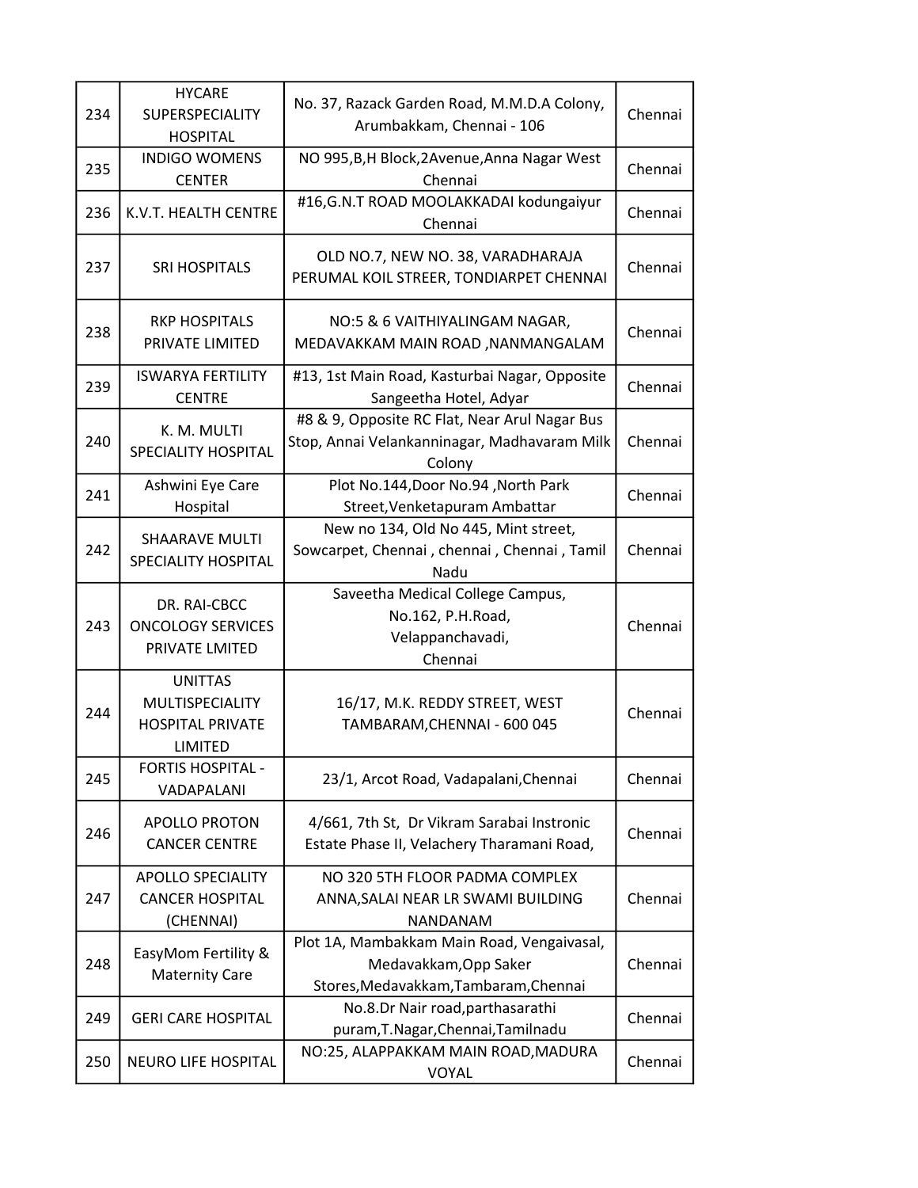| 234 | HYCARE SUPERSPECIALITY HOSPITAL | No. 37, Razack Garden Road, M.M.D.A Colony, Arumbakkam, Chennai - 106 | Chennai |
|---|---|---|---|
| 235 | INDIGO WOMENS CENTER | NO 995,B,H Block,2Avenue,Anna Nagar West Chennai | Chennai |
| 236 | K.V.T. HEALTH CENTRE | #16,G.N.T ROAD MOOLAKKADAI kodungaiyur Chennai | Chennai |
| 237 | SRI HOSPITALS | OLD NO.7, NEW NO. 38, VARADHARAJA PERUMAL KOIL STREER, TONDIARPET CHENNAI | Chennai |
| 238 | RKP HOSPITALS PRIVATE LIMITED | NO:5 & 6 VAITHIYALINGAM NAGAR, MEDAVAKKAM MAIN ROAD ,NANMANGALAM | Chennai |
| 239 | ISWARYA FERTILITY CENTRE | #13, 1st Main Road, Kasturbai Nagar, Opposite Sangeetha Hotel, Adyar | Chennai |
| 240 | K. M. MULTI SPECIALITY HOSPITAL | #8 & 9, Opposite RC Flat, Near Arul Nagar Bus Stop, Annai Velankanninagar, Madhavaram Milk Colony | Chennai |
| 241 | Ashwini Eye Care Hospital | Plot No.144,Door No.94 ,North Park Street,Venketapuram Ambattar | Chennai |
| 242 | SHAARAVE MULTI SPECIALITY HOSPITAL | New no 134, Old No 445, Mint street, Sowcarpet, Chennai , chennai , Chennai , Tamil Nadu | Chennai |
| 243 | DR. RAI-CBCC ONCOLOGY SERVICES PRIVATE LMITED | Saveetha Medical College Campus, No.162, P.H.Road, Velappanchavadi, Chennai | Chennai |
| 244 | UNITTAS MULTISPECIALITY HOSPITAL PRIVATE LIMITED | 16/17, M.K. REDDY STREET, WEST TAMBARAM,CHENNAI - 600 045 | Chennai |
| 245 | FORTIS HOSPITAL - VADAPALANI | 23/1, Arcot Road, Vadapalani,Chennai | Chennai |
| 246 | APOLLO PROTON CANCER CENTRE | 4/661, 7th St, Dr Vikram Sarabai Instronic Estate Phase II, Velachery Tharamani Road, | Chennai |
| 247 | APOLLO SPECIALITY CANCER HOSPITAL (CHENNAI) | NO 320 5TH FLOOR PADMA COMPLEX ANNA,SALAI NEAR LR SWAMI BUILDING NANDANAM | Chennai |
| 248 | EasyMom Fertility & Maternity Care | Plot 1A, Mambakkam Main Road, Vengaivasal, Medavakkam,Opp Saker Stores,Medavakkam,Tambaram,Chennai | Chennai |
| 249 | GERI CARE HOSPITAL | No.8.Dr Nair road,parthasarathi puram,T.Nagar,Chennai,Tamilnadu | Chennai |
| 250 | NEURO LIFE HOSPITAL | NO:25, ALAPPAKKAM MAIN ROAD,MADURA VOYAL | Chennai |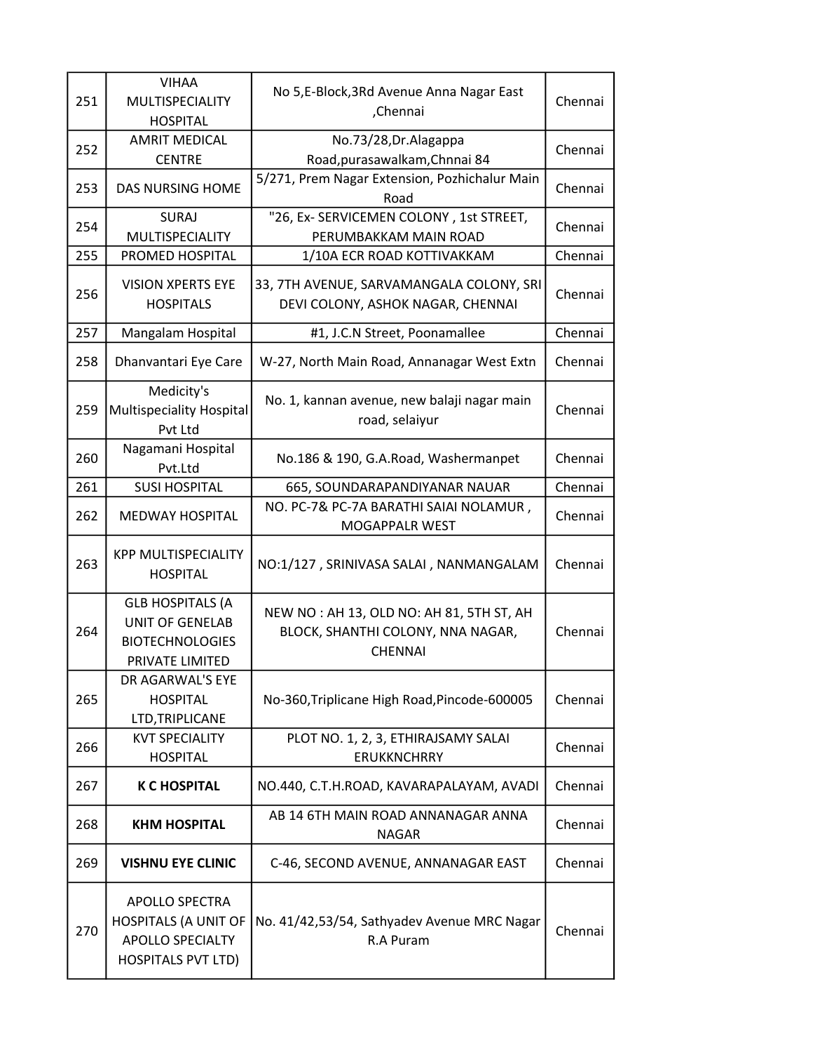| 251 | VIHAA MULTISPECIALITY HOSPITAL | No 5,E-Block,3Rd Avenue Anna Nagar East ,Chennai | Chennai |
|---|---|---|---|
| 252 | AMRIT MEDICAL CENTRE | No.73/28,Dr.Alagappa Road,purasawalkam,Chnnai 84 | Chennai |
| 253 | DAS NURSING HOME | 5/271, Prem Nagar Extension, Pozhichalur Main Road | Chennai |
| 254 | SURAJ MULTISPECIALITY | "26, Ex- SERVICEMEN COLONY , 1st STREET, PERUMBAKKAM MAIN ROAD | Chennai |
| 255 | PROMED HOSPITAL | 1/10A ECR ROAD KOTTIVAKKAM | Chennai |
| 256 | VISION XPERTS EYE HOSPITALS | 33, 7TH AVENUE, SARVAMANGALA COLONY, SRI DEVI COLONY, ASHOK NAGAR, CHENNAI | Chennai |
| 257 | Mangalam Hospital | #1, J.C.N Street, Poonamallee | Chennai |
| 258 | Dhanvantari Eye Care | W-27, North Main Road, Annanagar West Extn | Chennai |
| 259 | Medicity's Multispeciality Hospital Pvt Ltd | No. 1, kannan avenue, new balaji nagar main road, selaiyur | Chennai |
| 260 | Nagamani Hospital Pvt.Ltd | No.186 & 190, G.A.Road, Washermanpet | Chennai |
| 261 | SUSI HOSPITAL | 665, SOUNDARAPANDIYANAR NAUAR | Chennai |
| 262 | MEDWAY HOSPITAL | NO. PC-7& PC-7A BARATHI SAIAI NOLAMUR , MOGAPPALR WEST | Chennai |
| 263 | KPP MULTISPECIALITY HOSPITAL | NO:1/127 , SRINIVASA SALAI , NANMANGALAM | Chennai |
| 264 | GLB HOSPITALS (A UNIT OF GENELAB BIOTECHNOLOGIES PRIVATE LIMITED | NEW NO : AH 13, OLD NO: AH 81, 5TH ST, AH BLOCK, SHANTHI COLONY, NNA NAGAR, CHENNAI | Chennai |
| 265 | DR AGARWAL'S EYE HOSPITAL LTD,TRIPLICANE | No-360,Triplicane High Road,Pincode-600005 | Chennai |
| 266 | KVT SPECIALITY HOSPITAL | PLOT NO. 1, 2, 3, ETHIRAJSAMY SALAI ERUKKNCHRRY | Chennai |
| 267 | **K C HOSPITAL** | NO.440, C.T.H.ROAD, KAVARAPALAYAM, AVADI | Chennai |
| 268 | **KHM HOSPITAL** | AB 14 6TH MAIN ROAD ANNANAGAR ANNA NAGAR | Chennai |
| 269 | **VISHNU EYE CLINIC** | C-46, SECOND AVENUE, ANNANAGAR EAST | Chennai |
| 270 | APOLLO SPECTRA HOSPITALS (A UNIT OF APOLLO SPECIALTY HOSPITALS PVT LTD) | No. 41/42,53/54, Sathyadev Avenue MRC Nagar R.A Puram | Chennai |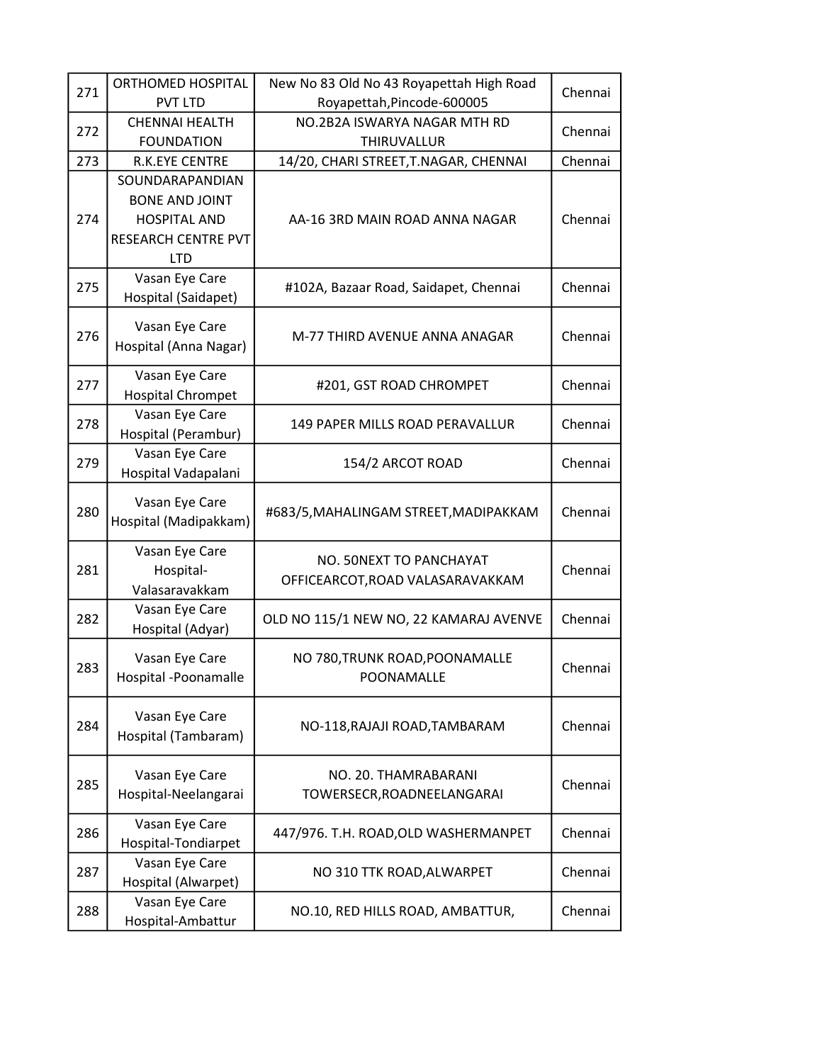| | | | |
|---|---|---|---|
| 271 | ORTHOMED HOSPITAL PVT LTD | New No 83 Old No 43 Royapettah High Road Royapettah,Pincode-600005 | Chennai |
| 272 | CHENNAI HEALTH FOUNDATION | NO.2B2A ISWARYA NAGAR MTH RD THIRUVALLUR | Chennai |
| 273 | R.K.EYE CENTRE | 14/20, CHARI STREET,T.NAGAR, CHENNAI | Chennai |
| 274 | SOUNDARAPANDIAN BONE AND JOINT HOSPITAL AND RESEARCH CENTRE PVT LTD | AA-16 3RD MAIN ROAD ANNA NAGAR | Chennai |
| 275 | Vasan Eye Care Hospital (Saidapet) | #102A, Bazaar Road, Saidapet, Chennai | Chennai |
| 276 | Vasan Eye Care Hospital (Anna Nagar) | M-77 THIRD AVENUE ANNA ANAGAR | Chennai |
| 277 | Vasan Eye Care Hospital Chrompet | #201, GST ROAD CHROMPET | Chennai |
| 278 | Vasan Eye Care Hospital (Perambur) | 149 PAPER MILLS ROAD PERAVALLUR | Chennai |
| 279 | Vasan Eye Care Hospital Vadapalani | 154/2 ARCOT ROAD | Chennai |
| 280 | Vasan Eye Care Hospital (Madipakkam) | #683/5,MAHALINGAM STREET,MADIPAKKAM | Chennai |
| 281 | Vasan Eye Care Hospital-Valasaravakkam | NO. 50NEXT TO PANCHAYAT OFFICEARCOT,ROAD VALASARAVAKKAM | Chennai |
| 282 | Vasan Eye Care Hospital (Adyar) | OLD NO 115/1 NEW NO, 22 KAMARAJ AVENVE | Chennai |
| 283 | Vasan Eye Care Hospital -Poonamalle | NO 780,TRUNK ROAD,POONAMALLE POONAMALLE | Chennai |
| 284 | Vasan Eye Care Hospital (Tambaram) | NO-118,RAJAJI ROAD,TAMBARAM | Chennai |
| 285 | Vasan Eye Care Hospital-Neelangarai | NO. 20. THAMRABARANI TOWERSECR,ROADNEELANGARAI | Chennai |
| 286 | Vasan Eye Care Hospital-Tondiarpet | 447/976. T.H. ROAD,OLD WASHERMANPET | Chennai |
| 287 | Vasan Eye Care Hospital (Alwarpet) | NO 310 TTK ROAD,ALWARPET | Chennai |
| 288 | Vasan Eye Care Hospital-Ambattur | NO.10, RED HILLS ROAD, AMBATTUR, | Chennai |